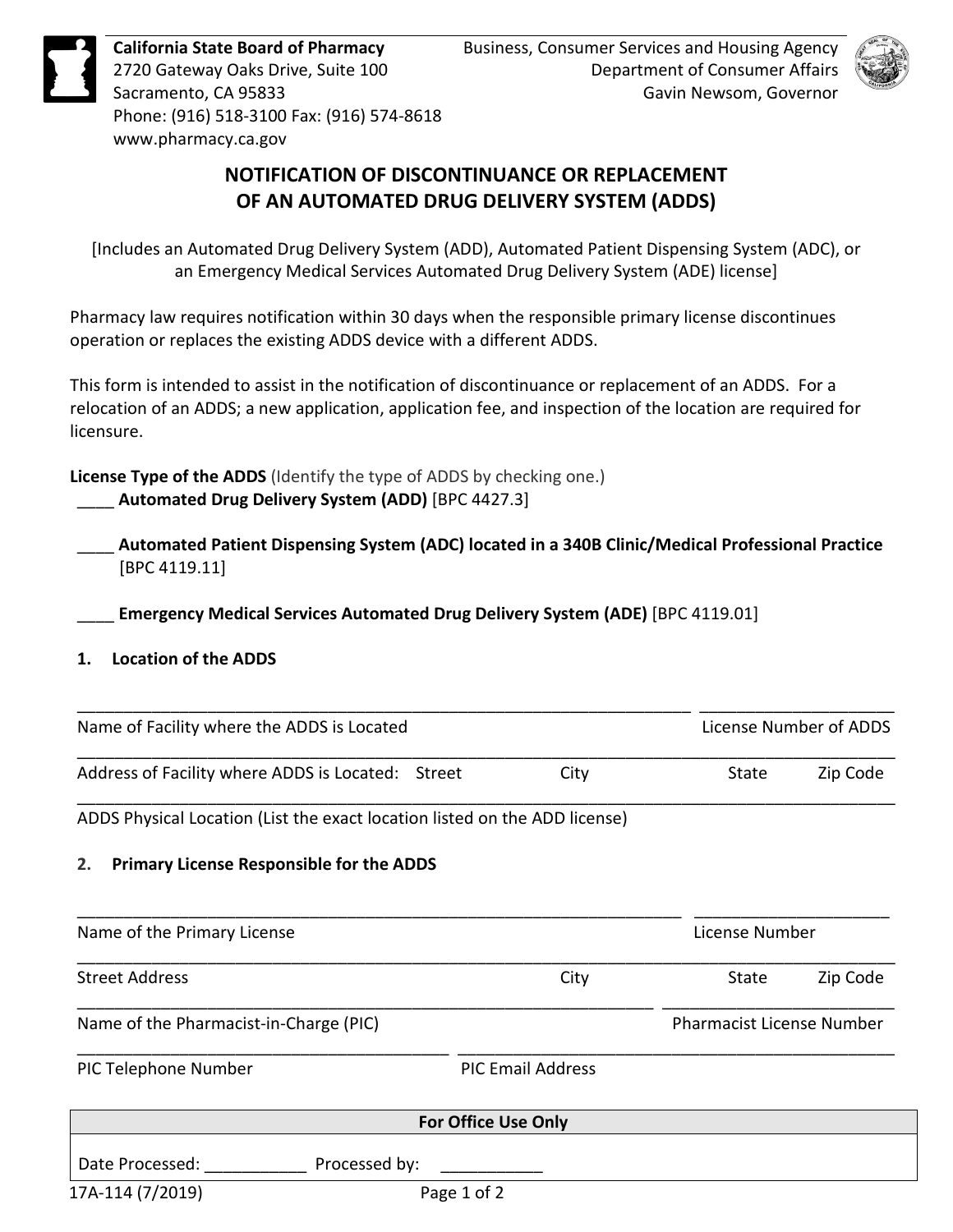California State Board of Pharmacy
2720 Gateway Oaks Drive, Suite 100
Sacramento, CA 95833
Phone: (916) 518-3100 Fax: (916) 574-8618
www.pharmacy.ca.gov

Business, Consumer Services and Housing Agency
Department of Consumer Affairs
Gavin Newsom, Governor

# NOTIFICATION OF DISCONTINUANCE OR REPLACEMENT OF AN AUTOMATED DRUG DELIVERY SYSTEM (ADDS)

[Includes an Automated Drug Delivery System (ADD), Automated Patient Dispensing System (ADC), or an Emergency Medical Services Automated Drug Delivery System (ADE) license]

Pharmacy law requires notification within 30 days when the responsible primary license discontinues operation or replaces the existing ADDS device with a different ADDS.

This form is intended to assist in the notification of discontinuance or replacement of an ADDS. For a relocation of an ADDS; a new application, application fee, and inspection of the location are required for licensure.

**License Type of the ADDS** (Identify the type of ADDS by checking one.)

____ **Automated Drug Delivery System (ADD)** [BPC 4427.3]

____ **Automated Patient Dispensing System (ADC) located in a 340B Clinic/Medical Professional Practice** [BPC 4119.11]

____ **Emergency Medical Services Automated Drug Delivery System (ADE)** [BPC 4119.01]

## 1. Location of the ADDS

______________________________________________ ____________________
Name of Facility where the ADDS is Located | License Number of ADDS

__________________________________________________________________
Address of Facility where ADDS is Located: Street | City | State | Zip Code

__________________________________________________________________
ADDS Physical Location (List the exact location listed on the ADD license)

## 2. Primary License Responsible for the ADDS

______________________________________________ ____________________
Name of the Primary License | License Number

__________________________________________________________________
Street Address | City | State | Zip Code

______________________________________________ ____________________
Name of the Pharmacist-in-Charge (PIC) | Pharmacist License Number

______________________________ ______________________________
PIC Telephone Number | PIC Email Address

| For Office Use Only |
|---|
| Date Processed: ___________ Processed by: ___________ |

17A-114 (7/2019)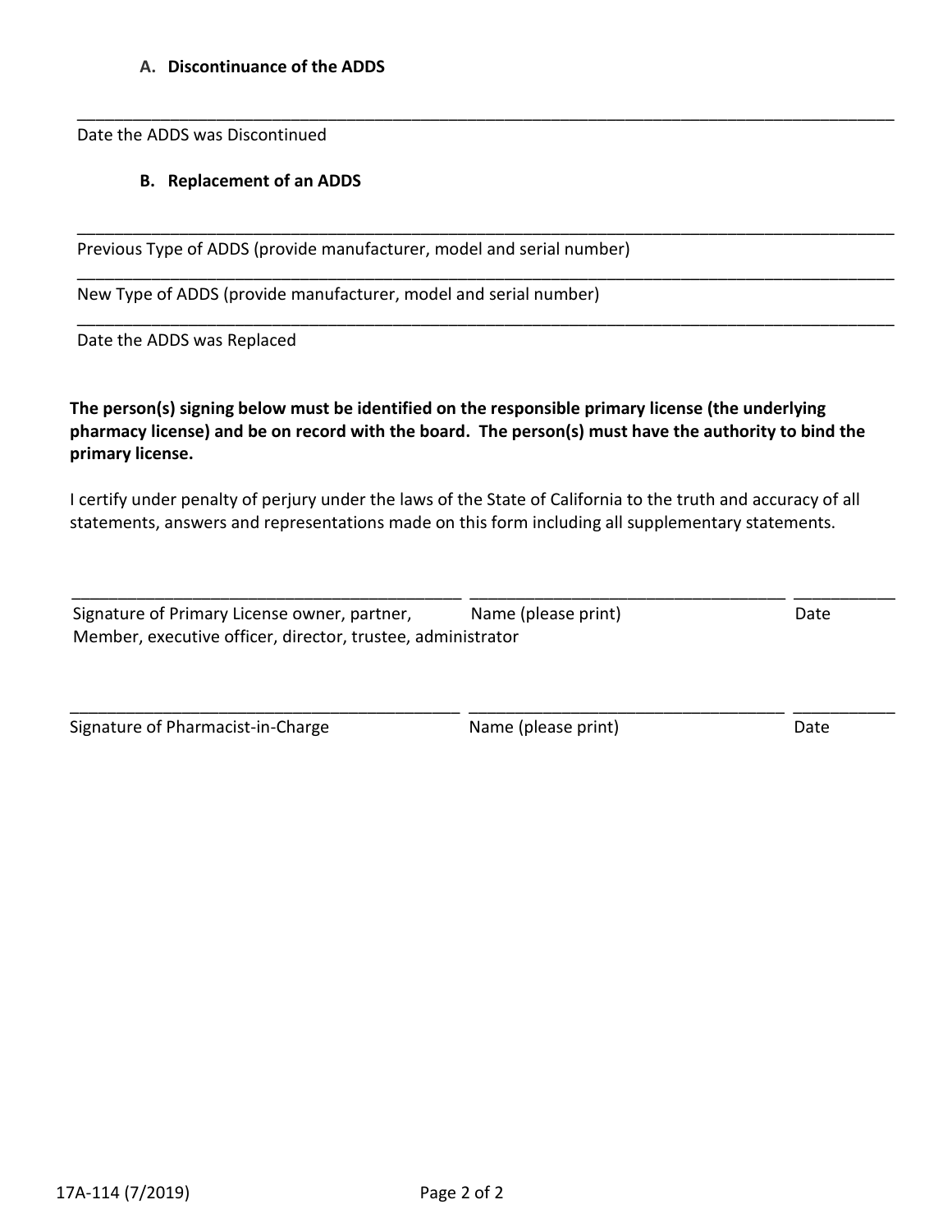### A. Discontinuance of the ADDS

______________________________________________________________________________

Date the ADDS was Discontinued

### B. Replacement of an ADDS

______________________________________________________________________________

Previous Type of ADDS (provide manufacturer, model and serial number)

______________________________________________________________________________

New Type of ADDS (provide manufacturer, model and serial number)

______________________________________________________________________________

Date the ADDS was Replaced

**The person(s) signing below must be identified on the responsible primary license (the underlying pharmacy license) and be on record with the board. The person(s) must have the authority to bind the primary license.**

I certify under penalty of perjury under the laws of the State of California to the truth and accuracy of all statements, answers and representations made on this form including all supplementary statements.

| | | |
|---|---|---|
| ______________________________ | ______________________________ | __________ |
| Signature of Primary License owner, partner, Member, executive officer, director, trustee, administrator | Name (please print) | Date |

| | | |
|---|---|---|
| ______________________________ | ______________________________ | __________ |
| Signature of Pharmacist-in-Charge | Name (please print) | Date |

17A-114 (7/2019)